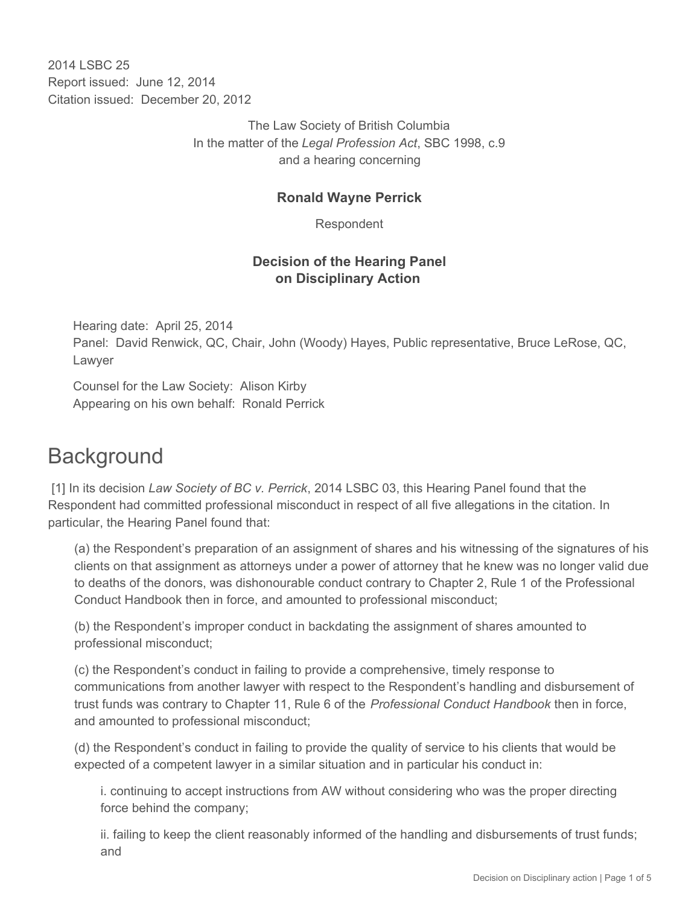2014 LSBC 25
Report issued: June 12, 2014
Citation issued: December 20, 2012

The Law Society of British Columbia
In the matter of the *Legal Profession Act*, SBC 1998, c.9
and a hearing concerning

**Ronald Wayne Perrick**

Respondent

**Decision of the Hearing Panel on Disciplinary Action**

Hearing date: April 25, 2014
Panel: David Renwick, QC, Chair, John (Woody) Hayes, Public representative, Bruce LeRose, QC, Lawyer

Counsel for the Law Society: Alison Kirby
Appearing on his own behalf: Ronald Perrick

# Background

[1] In its decision *Law Society of BC v. Perrick*, 2014 LSBC 03, this Hearing Panel found that the Respondent had committed professional misconduct in respect of all five allegations in the citation. In particular, the Hearing Panel found that:

(a) the Respondent's preparation of an assignment of shares and his witnessing of the signatures of his clients on that assignment as attorneys under a power of attorney that he knew was no longer valid due to deaths of the donors, was dishonourable conduct contrary to Chapter 2, Rule 1 of the Professional Conduct Handbook then in force, and amounted to professional misconduct;

(b) the Respondent's improper conduct in backdating the assignment of shares amounted to professional misconduct;

(c) the Respondent's conduct in failing to provide a comprehensive, timely response to communications from another lawyer with respect to the Respondent's handling and disbursement of trust funds was contrary to Chapter 11, Rule 6 of the *Professional Conduct Handbook* then in force, and amounted to professional misconduct;

(d) the Respondent's conduct in failing to provide the quality of service to his clients that would be expected of a competent lawyer in a similar situation and in particular his conduct in:

i. continuing to accept instructions from AW without considering who was the proper directing force behind the company;

ii. failing to keep the client reasonably informed of the handling and disbursements of trust funds; and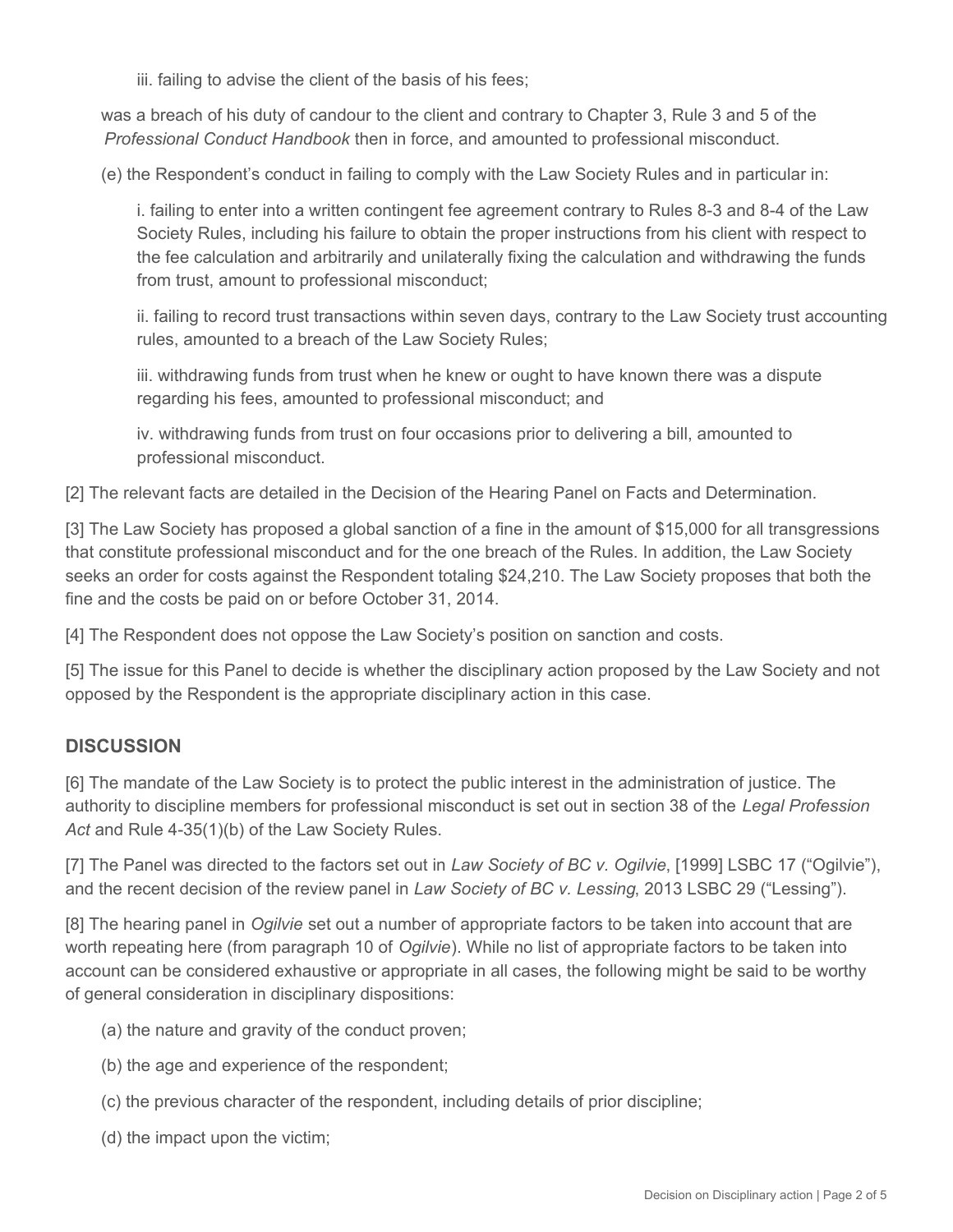iii. failing to advise the client of the basis of his fees;

was a breach of his duty of candour to the client and contrary to Chapter 3, Rule 3 and 5 of the *Professional Conduct Handbook* then in force, and amounted to professional misconduct.

(e) the Respondent's conduct in failing to comply with the Law Society Rules and in particular in:

i. failing to enter into a written contingent fee agreement contrary to Rules 8-3 and 8-4 of the Law Society Rules, including his failure to obtain the proper instructions from his client with respect to the fee calculation and arbitrarily and unilaterally fixing the calculation and withdrawing the funds from trust, amount to professional misconduct;

ii. failing to record trust transactions within seven days, contrary to the Law Society trust accounting rules, amounted to a breach of the Law Society Rules;

iii. withdrawing funds from trust when he knew or ought to have known there was a dispute regarding his fees, amounted to professional misconduct; and

iv. withdrawing funds from trust on four occasions prior to delivering a bill, amounted to professional misconduct.

[2] The relevant facts are detailed in the Decision of the Hearing Panel on Facts and Determination.

[3] The Law Society has proposed a global sanction of a fine in the amount of $15,000 for all transgressions that constitute professional misconduct and for the one breach of the Rules. In addition, the Law Society seeks an order for costs against the Respondent totaling $24,210. The Law Society proposes that both the fine and the costs be paid on or before October 31, 2014.

[4] The Respondent does not oppose the Law Society's position on sanction and costs.

[5] The issue for this Panel to decide is whether the disciplinary action proposed by the Law Society and not opposed by the Respondent is the appropriate disciplinary action in this case.

## DISCUSSION

[6] The mandate of the Law Society is to protect the public interest in the administration of justice. The authority to discipline members for professional misconduct is set out in section 38 of the *Legal Profession Act* and Rule 4-35(1)(b) of the Law Society Rules.

[7] The Panel was directed to the factors set out in *Law Society of BC v. Ogilvie*, [1999] LSBC 17 ("Ogilvie"), and the recent decision of the review panel in *Law Society of BC v. Lessing*, 2013 LSBC 29 ("Lessing").

[8] The hearing panel in *Ogilvie* set out a number of appropriate factors to be taken into account that are worth repeating here (from paragraph 10 of *Ogilvie*). While no list of appropriate factors to be taken into account can be considered exhaustive or appropriate in all cases, the following might be said to be worthy of general consideration in disciplinary dispositions:

(a) the nature and gravity of the conduct proven;

(b) the age and experience of the respondent;

(c) the previous character of the respondent, including details of prior discipline;

(d) the impact upon the victim;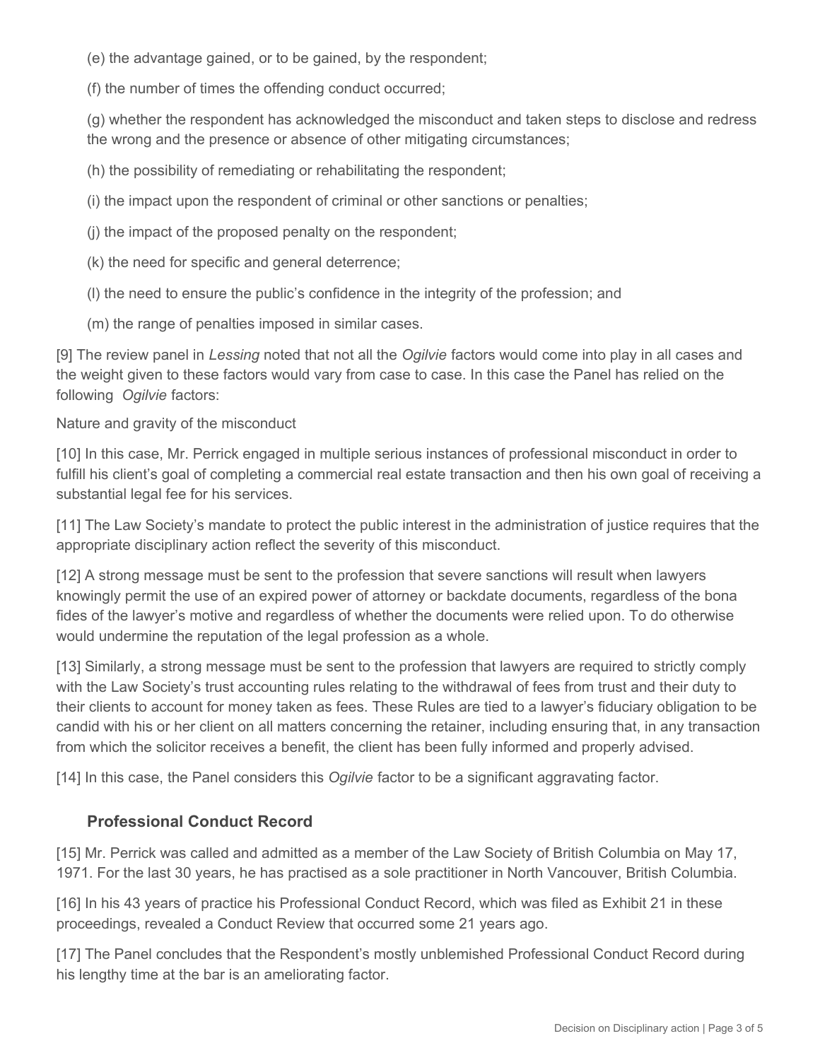(e) the advantage gained, or to be gained, by the respondent;

(f) the number of times the offending conduct occurred;

(g) whether the respondent has acknowledged the misconduct and taken steps to disclose and redress the wrong and the presence or absence of other mitigating circumstances;

(h) the possibility of remediating or rehabilitating the respondent;

(i) the impact upon the respondent of criminal or other sanctions or penalties;

(j) the impact of the proposed penalty on the respondent;

(k) the need for specific and general deterrence;

(l) the need to ensure the public's confidence in the integrity of the profession; and

(m) the range of penalties imposed in similar cases.

[9] The review panel in *Lessing* noted that not all the *Ogilvie* factors would come into play in all cases and the weight given to these factors would vary from case to case. In this case the Panel has relied on the following *Ogilvie* factors:

Nature and gravity of the misconduct

[10] In this case, Mr. Perrick engaged in multiple serious instances of professional misconduct in order to fulfill his client's goal of completing a commercial real estate transaction and then his own goal of receiving a substantial legal fee for his services.

[11] The Law Society's mandate to protect the public interest in the administration of justice requires that the appropriate disciplinary action reflect the severity of this misconduct.

[12] A strong message must be sent to the profession that severe sanctions will result when lawyers knowingly permit the use of an expired power of attorney or backdate documents, regardless of the bona fides of the lawyer's motive and regardless of whether the documents were relied upon. To do otherwise would undermine the reputation of the legal profession as a whole.

[13] Similarly, a strong message must be sent to the profession that lawyers are required to strictly comply with the Law Society's trust accounting rules relating to the withdrawal of fees from trust and their duty to their clients to account for money taken as fees. These Rules are tied to a lawyer's fiduciary obligation to be candid with his or her client on all matters concerning the retainer, including ensuring that, in any transaction from which the solicitor receives a benefit, the client has been fully informed and properly advised.

[14] In this case, the Panel considers this *Ogilvie* factor to be a significant aggravating factor.

### Professional Conduct Record

[15] Mr. Perrick was called and admitted as a member of the Law Society of British Columbia on May 17, 1971. For the last 30 years, he has practised as a sole practitioner in North Vancouver, British Columbia.

[16] In his 43 years of practice his Professional Conduct Record, which was filed as Exhibit 21 in these proceedings, revealed a Conduct Review that occurred some 21 years ago.

[17] The Panel concludes that the Respondent's mostly unblemished Professional Conduct Record during his lengthy time at the bar is an ameliorating factor.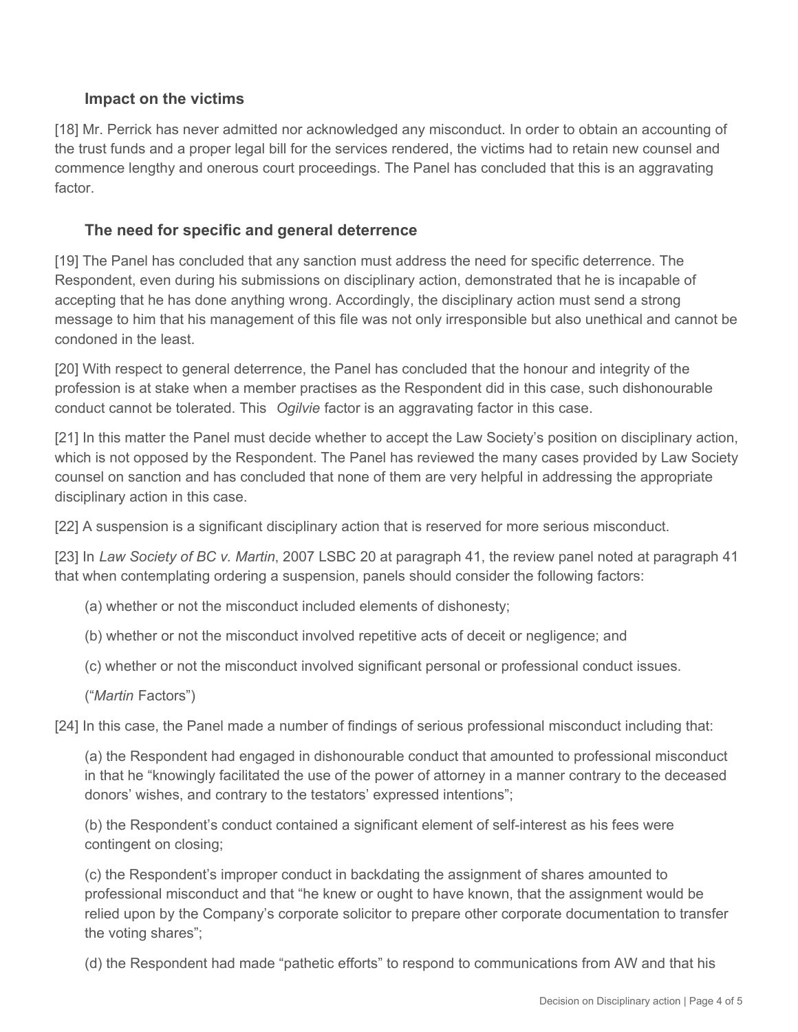### Impact on the victims

[18] Mr. Perrick has never admitted nor acknowledged any misconduct. In order to obtain an accounting of the trust funds and a proper legal bill for the services rendered, the victims had to retain new counsel and commence lengthy and onerous court proceedings. The Panel has concluded that this is an aggravating factor.

### The need for specific and general deterrence

[19] The Panel has concluded that any sanction must address the need for specific deterrence. The Respondent, even during his submissions on disciplinary action, demonstrated that he is incapable of accepting that he has done anything wrong. Accordingly, the disciplinary action must send a strong message to him that his management of this file was not only irresponsible but also unethical and cannot be condoned in the least.

[20] With respect to general deterrence, the Panel has concluded that the honour and integrity of the profession is at stake when a member practises as the Respondent did in this case, such dishonourable conduct cannot be tolerated. This *Ogilvie* factor is an aggravating factor in this case.

[21] In this matter the Panel must decide whether to accept the Law Society's position on disciplinary action, which is not opposed by the Respondent. The Panel has reviewed the many cases provided by Law Society counsel on sanction and has concluded that none of them are very helpful in addressing the appropriate disciplinary action in this case.

[22] A suspension is a significant disciplinary action that is reserved for more serious misconduct.

[23] In *Law Society of BC v. Martin*, 2007 LSBC 20 at paragraph 41, the review panel noted at paragraph 41 that when contemplating ordering a suspension, panels should consider the following factors:

(a) whether or not the misconduct included elements of dishonesty;

(b) whether or not the misconduct involved repetitive acts of deceit or negligence; and

(c) whether or not the misconduct involved significant personal or professional conduct issues.

("*Martin* Factors")

[24] In this case, the Panel made a number of findings of serious professional misconduct including that:

(a) the Respondent had engaged in dishonourable conduct that amounted to professional misconduct in that he "knowingly facilitated the use of the power of attorney in a manner contrary to the deceased donors' wishes, and contrary to the testators' expressed intentions";

(b) the Respondent's conduct contained a significant element of self-interest as his fees were contingent on closing;

(c) the Respondent's improper conduct in backdating the assignment of shares amounted to professional misconduct and that "he knew or ought to have known, that the assignment would be relied upon by the Company's corporate solicitor to prepare other corporate documentation to transfer the voting shares";

(d) the Respondent had made "pathetic efforts" to respond to communications from AW and that his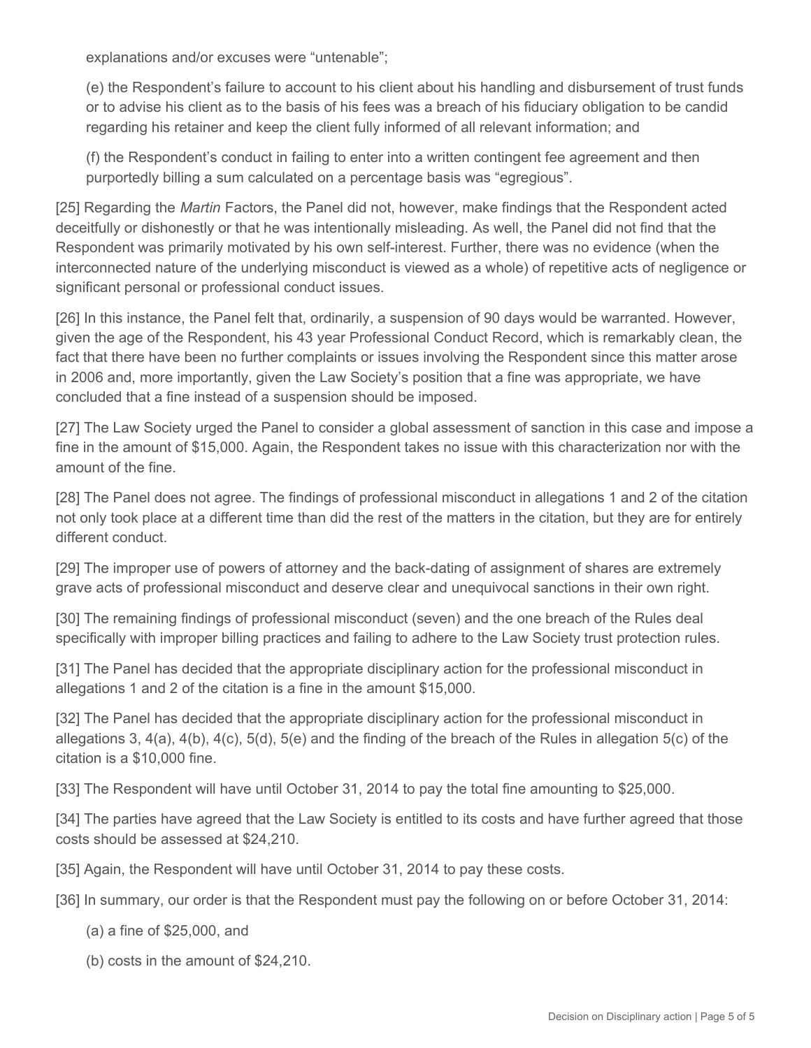explanations and/or excuses were "untenable";

(e) the Respondent's failure to account to his client about his handling and disbursement of trust funds or to advise his client as to the basis of his fees was a breach of his fiduciary obligation to be candid regarding his retainer and keep the client fully informed of all relevant information; and

(f) the Respondent's conduct in failing to enter into a written contingent fee agreement and then purportedly billing a sum calculated on a percentage basis was "egregious".

[25] Regarding the *Martin* Factors, the Panel did not, however, make findings that the Respondent acted deceitfully or dishonestly or that he was intentionally misleading. As well, the Panel did not find that the Respondent was primarily motivated by his own self-interest. Further, there was no evidence (when the interconnected nature of the underlying misconduct is viewed as a whole) of repetitive acts of negligence or significant personal or professional conduct issues.

[26] In this instance, the Panel felt that, ordinarily, a suspension of 90 days would be warranted. However, given the age of the Respondent, his 43 year Professional Conduct Record, which is remarkably clean, the fact that there have been no further complaints or issues involving the Respondent since this matter arose in 2006 and, more importantly, given the Law Society's position that a fine was appropriate, we have concluded that a fine instead of a suspension should be imposed.

[27] The Law Society urged the Panel to consider a global assessment of sanction in this case and impose a fine in the amount of $15,000. Again, the Respondent takes no issue with this characterization nor with the amount of the fine.

[28] The Panel does not agree. The findings of professional misconduct in allegations 1 and 2 of the citation not only took place at a different time than did the rest of the matters in the citation, but they are for entirely different conduct.

[29] The improper use of powers of attorney and the back-dating of assignment of shares are extremely grave acts of professional misconduct and deserve clear and unequivocal sanctions in their own right.

[30] The remaining findings of professional misconduct (seven) and the one breach of the Rules deal specifically with improper billing practices and failing to adhere to the Law Society trust protection rules.

[31] The Panel has decided that the appropriate disciplinary action for the professional misconduct in allegations 1 and 2 of the citation is a fine in the amount $15,000.

[32] The Panel has decided that the appropriate disciplinary action for the professional misconduct in allegations 3, 4(a), 4(b), 4(c), 5(d), 5(e) and the finding of the breach of the Rules in allegation 5(c) of the citation is a $10,000 fine.

[33] The Respondent will have until October 31, 2014 to pay the total fine amounting to $25,000.

[34] The parties have agreed that the Law Society is entitled to its costs and have further agreed that those costs should be assessed at $24,210.

[35] Again, the Respondent will have until October 31, 2014 to pay these costs.

[36] In summary, our order is that the Respondent must pay the following on or before October 31, 2014:

(a) a fine of $25,000, and

(b) costs in the amount of $24,210.